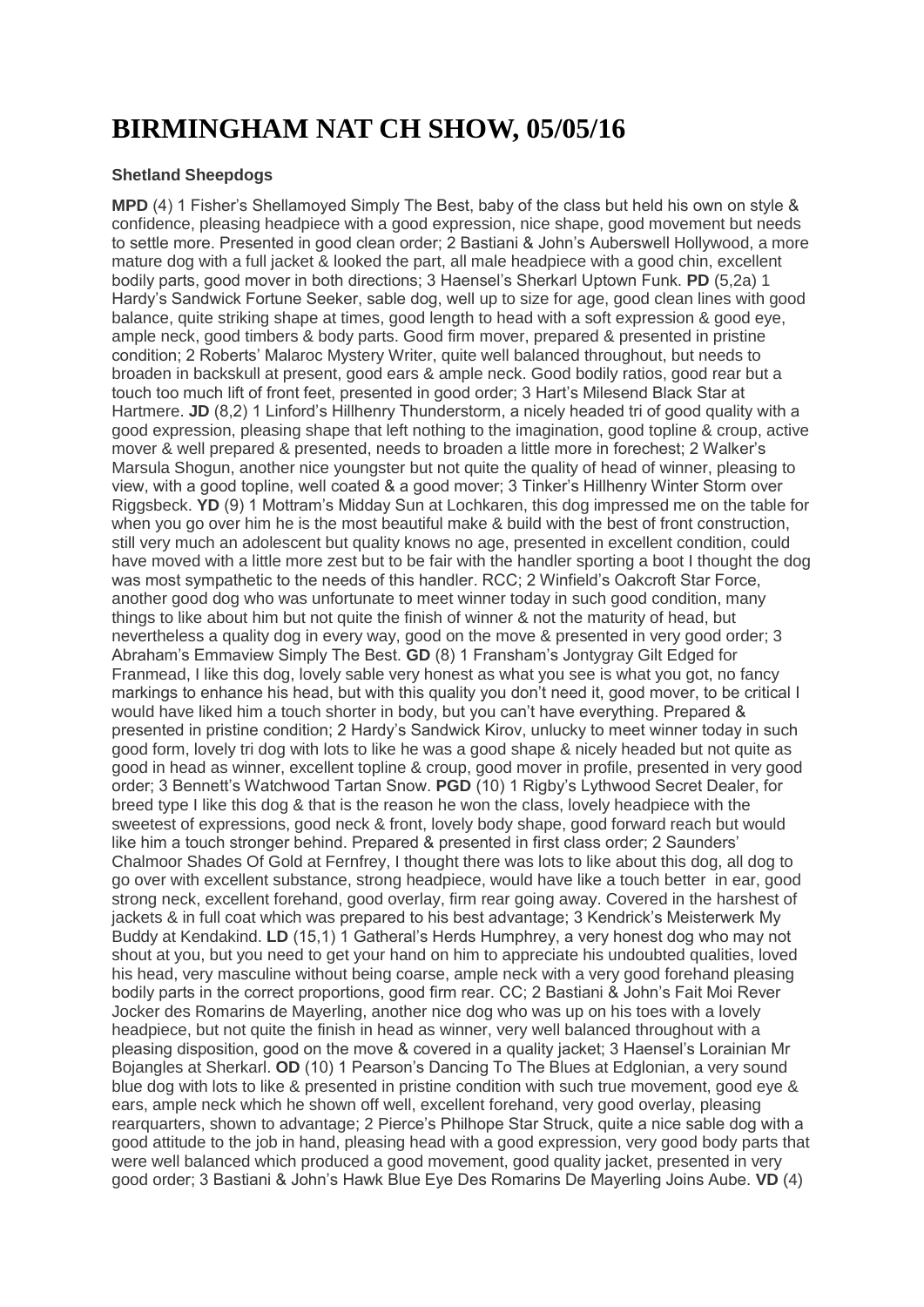# BIRMINGHAM NAT CH SHOW, 05/05/16

**Shetland Sheepdogs**

**MPD** (4) 1 Fisher's Shellamoyed Simply The Best, baby of the class but held his own on style & confidence, pleasing headpiece with a good expression, nice shape, good movement but needs to settle more. Presented in good clean order; 2 Bastiani & John's Auberswell Hollywood, a more mature dog with a full jacket & looked the part, all male headpiece with a good chin, excellent bodily parts, good mover in both directions; 3 Haensel's Sherkarl Uptown Funk. **PD** (5,2a) 1 Hardy's Sandwick Fortune Seeker, sable dog, well up to size for age, good clean lines with good balance, quite striking shape at times, good length to head with a soft expression & good eye, ample neck, good timbers & body parts. Good firm mover, prepared & presented in pristine condition; 2 Roberts' Malaroc Mystery Writer, quite well balanced throughout, but needs to broaden in backskull at present, good ears & ample neck. Good bodily ratios, good rear but a touch too much lift of front feet, presented in good order; 3 Hart's Milesend Black Star at Hartmere. **JD** (8,2) 1 Linford's Hillhenry Thunderstorm, a nicely headed tri of good quality with a good expression, pleasing shape that left nothing to the imagination, good topline & croup, active mover & well prepared & presented, needs to broaden a little more in forechest; 2 Walker's Marsula Shogun, another nice youngster but not quite the quality of head of winner, pleasing to view, with a good topline, well coated & a good mover; 3 Tinker's Hillhenry Winter Storm over Riggsbeck. **YD** (9) 1 Mottram's Midday Sun at Lochkaren, this dog impressed me on the table for when you go over him he is the most beautiful make & build with the best of front construction, still very much an adolescent but quality knows no age, presented in excellent condition, could have moved with a little more zest but to be fair with the handler sporting a boot I thought the dog was most sympathetic to the needs of this handler. RCC; 2 Winfield's Oakcroft Star Force, another good dog who was unfortunate to meet winner today in such good condition, many things to like about him but not quite the finish of winner & not the maturity of head, but nevertheless a quality dog in every way, good on the move & presented in very good order; 3 Abraham's Emmaview Simply The Best. **GD** (8) 1 Fransham's Jontygray Gilt Edged for Franmead, I like this dog, lovely sable very honest as what you see is what you got, no fancy markings to enhance his head, but with this quality you don't need it, good mover, to be critical I would have liked him a touch shorter in body, but you can't have everything. Prepared & presented in pristine condition; 2 Hardy's Sandwick Kirov, unlucky to meet winner today in such good form, lovely tri dog with lots to like he was a good shape & nicely headed but not quite as good in head as winner, excellent topline & croup, good mover in profile, presented in very good order; 3 Bennett's Watchwood Tartan Snow. **PGD** (10) 1 Rigby's Lythwood Secret Dealer, for breed type I like this dog & that is the reason he won the class, lovely headpiece with the sweetest of expressions, good neck & front, lovely body shape, good forward reach but would like him a touch stronger behind. Prepared & presented in first class order; 2 Saunders' Chalmoor Shades Of Gold at Fernfrey, I thought there was lots to like about this dog, all dog to go over with excellent substance, strong headpiece, would have like a touch better in ear, good strong neck, excellent forehand, good overlay, firm rear going away. Covered in the harshest of jackets & in full coat which was prepared to his best advantage; 3 Kendrick's Meisterwerk My Buddy at Kendakind. **LD** (15,1) 1 Gatheral's Herds Humphrey, a very honest dog who may not shout at you, but you need to get your hand on him to appreciate his undoubted qualities, loved his head, very masculine without being coarse, ample neck with a very good forehand pleasing bodily parts in the correct proportions, good firm rear. CC; 2 Bastiani & John's Fait Moi Rever Jocker des Romarins de Mayerling, another nice dog who was up on his toes with a lovely headpiece, but not quite the finish in head as winner, very well balanced throughout with a pleasing disposition, good on the move & covered in a quality jacket; 3 Haensel's Lorainian Mr Bojangles at Sherkarl. **OD** (10) 1 Pearson's Dancing To The Blues at Edglonian, a very sound blue dog with lots to like & presented in pristine condition with such true movement, good eye & ears, ample neck which he shown off well, excellent forehand, very good overlay, pleasing rearquarters, shown to advantage; 2 Pierce's Philhope Star Struck, quite a nice sable dog with a good attitude to the job in hand, pleasing head with a good expression, very good body parts that were well balanced which produced a good movement, good quality jacket, presented in very good order; 3 Bastiani & John's Hawk Blue Eye Des Romarins De Mayerling Joins Aube. **VD** (4)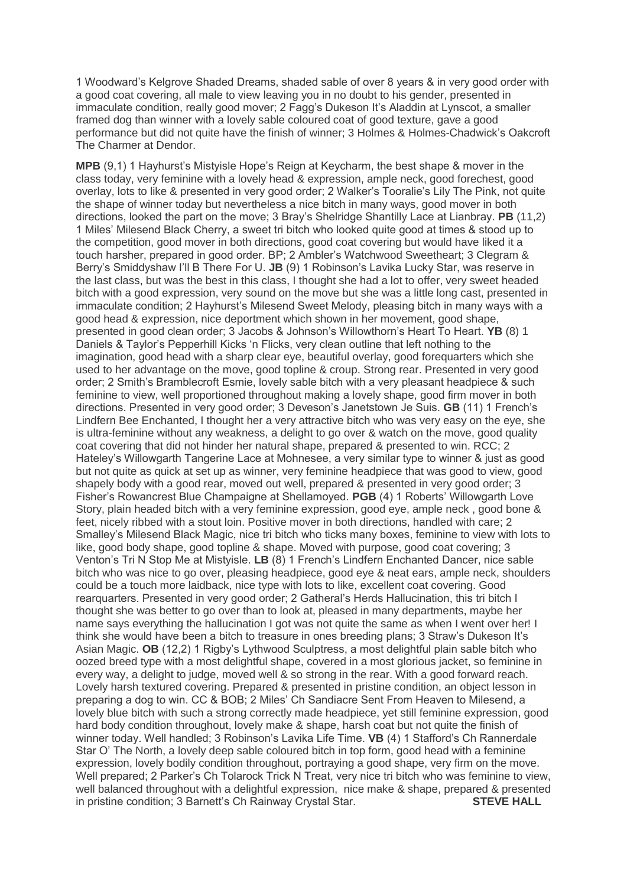1 Woodward's Kelgrove Shaded Dreams, shaded sable of over 8 years & in very good order with a good coat covering, all male to view leaving you in no doubt to his gender, presented in immaculate condition, really good mover; 2 Fagg's Dukeson It's Aladdin at Lynscot, a smaller framed dog than winner with a lovely sable coloured coat of good texture, gave a good performance but did not quite have the finish of winner; 3 Holmes & Holmes-Chadwick's Oakcroft The Charmer at Dendor.

**MPB** (9,1) 1 Hayhurst's Mistyisle Hope's Reign at Keycharm, the best shape & mover in the class today, very feminine with a lovely head & expression, ample neck, good forechest, good overlay, lots to like & presented in very good order; 2 Walker's Tooralie's Lily The Pink, not quite the shape of winner today but nevertheless a nice bitch in many ways, good mover in both directions, looked the part on the move; 3 Bray's Shelridge Shantilly Lace at Lianbray. **PB** (11,2) 1 Miles' Milesend Black Cherry, a sweet tri bitch who looked quite good at times & stood up to the competition, good mover in both directions, good coat covering but would have liked it a touch harsher, prepared in good order. BP; 2 Ambler's Watchwood Sweetheart; 3 Clegram & Berry's Smiddyshaw I'll B There For U. **JB** (9) 1 Robinson's Lavika Lucky Star, was reserve in the last class, but was the best in this class, I thought she had a lot to offer, very sweet headed bitch with a good expression, very sound on the move but she was a little long cast, presented in immaculate condition; 2 Hayhurst's Milesend Sweet Melody, pleasing bitch in many ways with a good head & expression, nice deportment which shown in her movement, good shape, presented in good clean order; 3 Jacobs & Johnson's Willowthorn's Heart To Heart. **YB** (8) 1 Daniels & Taylor's Pepperhill Kicks 'n Flicks, very clean outline that left nothing to the imagination, good head with a sharp clear eye, beautiful overlay, good forequarters which she used to her advantage on the move, good topline & croup. Strong rear. Presented in very good order; 2 Smith's Bramblecroft Esmie, lovely sable bitch with a very pleasant headpiece & such feminine to view, well proportioned throughout making a lovely shape, good firm mover in both directions. Presented in very good order; 3 Deveson's Janetstown Je Suis. **GB** (11) 1 French's Lindfern Bee Enchanted, I thought her a very attractive bitch who was very easy on the eye, she is ultra-feminine without any weakness, a delight to go over & watch on the move, good quality coat covering that did not hinder her natural shape, prepared & presented to win. RCC; 2 Hateley's Willowgarth Tangerine Lace at Mohnesee, a very similar type to winner & just as good but not quite as quick at set up as winner, very feminine headpiece that was good to view, good shapely body with a good rear, moved out well, prepared & presented in very good order; 3 Fisher's Rowancrest Blue Champaigne at Shellamoyed. **PGB** (4) 1 Roberts' Willowgarth Love Story, plain headed bitch with a very feminine expression, good eye, ample neck , good bone & feet, nicely ribbed with a stout loin. Positive mover in both directions, handled with care; 2 Smalley's Milesend Black Magic, nice tri bitch who ticks many boxes, feminine to view with lots to like, good body shape, good topline & shape. Moved with purpose, good coat covering; 3 Venton's Tri N Stop Me at Mistyisle. **LB** (8) 1 French's Lindfern Enchanted Dancer, nice sable bitch who was nice to go over, pleasing headpiece, good eye & neat ears, ample neck, shoulders could be a touch more laidback, nice type with lots to like, excellent coat covering. Good rearquarters. Presented in very good order; 2 Gatheral's Herds Hallucination, this tri bitch I thought she was better to go over than to look at, pleased in many departments, maybe her name says everything the hallucination I got was not quite the same as when I went over her! I think she would have been a bitch to treasure in ones breeding plans; 3 Straw's Dukeson It's Asian Magic. **OB** (12,2) 1 Rigby's Lythwood Sculptress, a most delightful plain sable bitch who oozed breed type with a most delightful shape, covered in a most glorious jacket, so feminine in every way, a delight to judge, moved well & so strong in the rear. With a good forward reach. Lovely harsh textured covering. Prepared & presented in pristine condition, an object lesson in preparing a dog to win. CC & BOB; 2 Miles' Ch Sandiacre Sent From Heaven to Milesend, a lovely blue bitch with such a strong correctly made headpiece, yet still feminine expression, good hard body condition throughout, lovely make & shape, harsh coat but not quite the finish of winner today. Well handled; 3 Robinson's Lavika Life Time. **VB** (4) 1 Stafford's Ch Rannerdale Star O' The North, a lovely deep sable coloured bitch in top form, good head with a feminine expression, lovely bodily condition throughout, portraying a good shape, very firm on the move. Well prepared; 2 Parker's Ch Tolarock Trick N Treat, very nice tri bitch who was feminine to view, well balanced throughout with a delightful expression, nice make & shape, prepared & presented in pristine condition; 3 Barnett's Ch Rainway Crystal Star. **STEVE HALL**